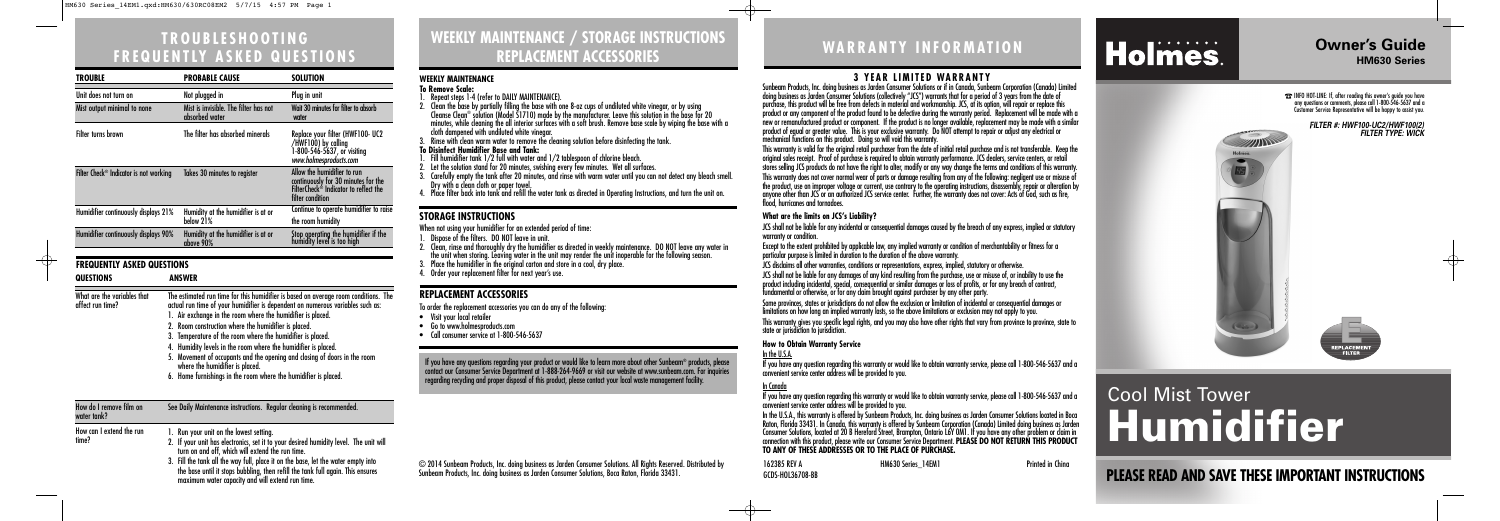# TROUBLESHOOTING FREQUENTLY ASKED QUESTIONS

| TROUBLE | PROBABLE CAUSE | SOLUTION |
| --- | --- | --- |
| Unit does not turn on | Not plugged in | Plug in unit |
| Mist output minimal to none | Mist is invisible. The filter has not absorbed water | Wait 30 minutes for filter to absorb water |
| Filter turns brown | The filter has absorbed minerals | Replace your filter (HWF100- UC2 /HWF100) by calling 1-800-546-5637, or visiting www.holmesproducts.com |
| Filter Check® Indicator is not working | Takes 30 minutes to register | Allow the humidifier to run continuously for 30 minutes for the FilterCheck® Indicator to reflect the filter condition |
| Humidifier continuously displays 21% | Humidity at the humidifier is at or below 21% | Continue to operate humidifier to raise the room humidity |
| Humidifier continuously displays 90% | Humidity at the humidifier is at or above 90% | Stop operating the humidifier if the humidity level is too high |

## FREQUENTLY ASKED QUESTIONS

| QUESTIONS | ANSWER |
| --- | --- |
| What are the variables that affect run time? | The estimated run time for this humidifier is based on average room conditions. The actual run time of your humidifier is dependent on numerous variables such as: 1. Air exchange in the room where the humidifier is placed. 2. Room construction where the humidifier is placed. 3. Temperature of the room where the humidifier is placed. 4. Humidity levels in the room where the humidifier is placed. 5. Movement of occupants and the opening and closing of doors in the room where the humidifier is placed. 6. Home furnishings in the room where the humidifier is placed. |
| How do I remove film on water tank? | See Daily Maintenance instructions. Regular cleaning is recommended. |
| How can I extend the run time? | 1. Run your unit on the lowest setting. 2. If your unit has electronics, set it to your desired humidity level. The unit will turn on and off, which will extend the run time. 3. Fill the tank all the way full, place it on the base, let the water empty into the base until it stops bubbling, then refill the tank full again. This ensures maximum water capacity and will extend run time. |

# WEEKLY MAINTENANCE / STORAGE INSTRUCTIONS REPLACEMENT ACCESSORIES

## WEEKLY MAINTENANCE

**To Remove Scale:**

1. Repeat steps 1-4 (refer to DAILY MAINTENANCE).
2. Clean the base by partially filling the base with one 8-oz cups of undiluted white vinegar, or by using Cleanse Clean® solution (Model S1710) made by the manufacturer. Leave this solution in the base for 20 minutes, while cleaning the all interior surfaces with a soft brush. Remove base scale by wiping the base with a cloth dampened with undiluted white vinegar.
3. Rinse with clean warm water to remove the cleaning solution before disinfecting the tank.

**To Disinfect Humidifier Base and Tank:**

1. Fill humidifier tank 1/2 full with water and 1/2 tablespoon of chlorine bleach.
2. Let the solution stand for 20 minutes, swishing every few minutes. Wet all surfaces.
3. Carefully empty the tank after 20 minutes, and rinse with warm water until you can not detect any bleach smell. Dry with a clean cloth or paper towel.
4. Place filter back into tank and refill the water tank as directed in Operating Instructions, and turn the unit on.

## STORAGE INSTRUCTIONS

When not using your humidifier for an extended period of time:

1. Dispose of the filters. DO NOT leave in unit.
2. Clean, rinse and thoroughly dry the humidifier as directed in weekly maintenance. DO NOT leave any water in the unit when storing. Leaving water in the unit may render the unit inoperable for the following season.
3. Place the humidifier in the original carton and store in a cool, dry place.
4. Order your replacement filter for next year's use.

## REPLACEMENT ACCESSORIES

To order the replacement accessories you can do any of the following:

- Visit your local retailer
- Go to www.holmesproducts.com
- Call consumer service at 1-800-546-5637

If you have any questions regarding your product or would like to learn more about other Sunbeam® products, please contact our Consumer Service Department at 1-888-264-9669 or visit our website at www.sunbeam.com. For inquiries regarding recycling and proper disposal of this product, please contact your local waste management facility.

© 2014 Sunbeam Products, Inc. doing business as Jarden Consumer Solutions. All Rights Reserved. Distributed by Sunbeam Products, Inc. doing business as Jarden Consumer Solutions, Boca Raton, Florida 33431.

# WARRANTY INFORMATION

## 3 YEAR LIMITED WARRANTY

Sunbeam Products, Inc. doing business as Jarden Consumer Solutions or if in Canada, Sunbeam Corporation (Canada) Limited doing business as Jarden Consumer Solutions (collectively "JCS") warrants that for a period of 3 years from the date of purchase, this product will be free from defects in material and workmanship. JCS, at its option, will repair or replace this product or any component of the product found to be defective during the warranty period. Replacement will be made with a new or remanufactured product or component. If the product is no longer available, replacement may be made with a similar product of equal or greater value. This is your exclusive warranty. Do NOT attempt to repair or adjust any electrical or mechanical functions on this product. Doing so will void this warranty.

This warranty is valid for the original retail purchaser from the date of initial retail purchase and is not transferable. Keep the original sales receipt. Proof of purchase is required to obtain warranty performance. JCS dealers, service centers, or retail stores selling JCS products do not have the right to alter, modify or any way change the terms and conditions of this warranty.

This warranty does not cover normal wear of parts or damage resulting from any of the following: negligent use or misuse of the product, use on improper voltage or current, use contrary to the operating instructions, disassembly, repair or alteration by anyone other than JCS or an authorized JCS service center. Further, the warranty does not cover: Acts of God, such as fire, flood, hurricanes and tornadoes.

**What are the limits on JCS's Liability?**

JCS shall not be liable for any incidental or consequential damages caused by the breach of any express, implied or statutory warranty or condition.

Except to the extent prohibited by applicable law, any implied warranty or condition of merchantability or fitness for a particular purpose is limited in duration to the duration of the above warranty.

JCS disclaims all other warranties, conditions or representations, express, implied, statutory or otherwise.

JCS shall not be liable for any damages of any kind resulting from the purchase, use or misuse of, or inability to use the product including incidental, special, consequential or similar damages or loss of profits, or for any breach of contract, fundamental or otherwise, or for any claim brought against purchaser by any other party.

Some provinces, states or jurisdictions do not allow the exclusion or limitation of incidental or consequential damages or limitations on how long an implied warranty lasts, so the above limitations or exclusion may not apply to you.

This warranty gives you specific legal rights, and you may also have other rights that vary from province to province, state to state or jurisdiction to jurisdiction.

**How to Obtain Warranty Service**

In the U.S.A.

If you have any question regarding this warranty or would like to obtain warranty service, please call 1-800-546-5637 and a convenient service center address will be provided to you.

In Canada

If you have any question regarding this warranty or would like to obtain warranty service, please call 1-800-546-5637 and a convenient service center address will be provided to you.

In the U.S.A., this warranty is offered by Sunbeam Products, Inc. doing business as Jarden Consumer Solutions located in Boca Raton, Florida 33431. In Canada, this warranty is offered by Sunbeam Corporation (Canada) Limited doing business as Jarden Consumer Solutions, located at 20 B Hereford Street, Brampton, Ontario L6Y 0M1. If you have any other problem or claim in connection with this product, please write our Consumer Service Department. **PLEASE DO NOT RETURN THIS PRODUCT TO ANY OF THESE ADDRESSES OR TO THE PLACE OF PURCHASE.**

162385 REV A HM630 Series_14EM1 Printed in China

GCDS-HOL36708-BB

# Holmes.

## Owner's Guide

### HM630 Series

INFO HOT-LINE: If, after reading this owner's guide you have any questions or comments, please call 1-800-546-5637 and a Customer Service Representative will be happy to assist you.

*FILTER #: HWF100-UC2/HWF100(2)*
*FILTER TYPE: WICK*

E
REPLACEMENT FILTER

# Cool Mist Tower Humidifier

## PLEASE READ AND SAVE THESE IMPORTANT INSTRUCTIONS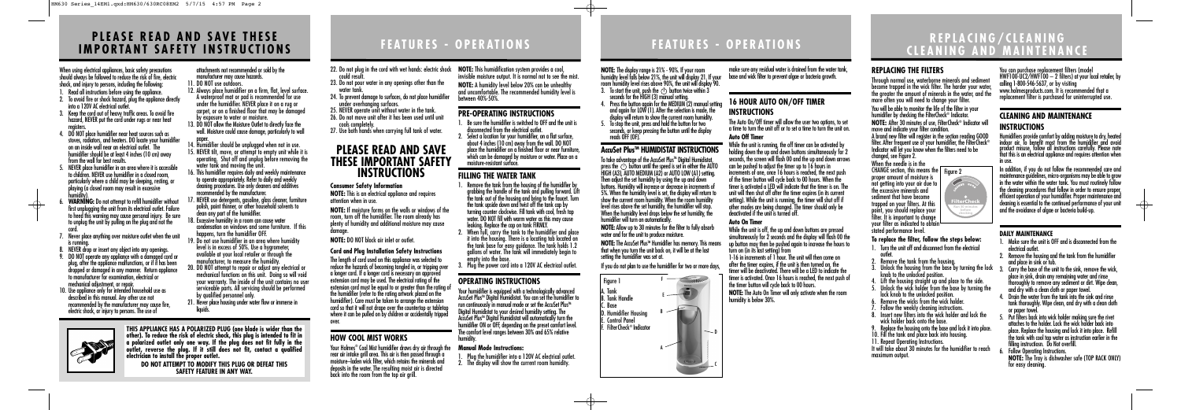# PLEASE READ AND SAVE THESE IMPORTANT SAFETY INSTRUCTIONS

When using electrical appliances, basic safety precautions should always be followed to reduce the risk of fire, electric shock, and injury to persons, including the following:

1. Read all instructions before using the appliance.
2. To avoid fire or shock hazard, plug the appliance directly into a 120V AC electrical outlet.
3. Keep the cord out of heavy traffic areas. To avoid fire hazard, NEVER put the cord under rugs or near heat registers.
4. DO NOT place humidifier near heat sources such as stoves, radiators, and heaters. DO locate your humidifier on an inside wall near an electrical outlet. The humidifier should be at least 4 inches (10 cm) away from the wall for best results.
5. NEVER place humidifier in an area where it is accessible to children. NEVER use humidifier in a closed room, particularly where a child may be sleeping, resting, or playing (a closed room may result in excessive humidity).
6. **WARNING:** Do not attempt to refill humidifier without first unplugging the unit from its electrical outlet. Failure to heed this warning may cause personal injury. Be sure to unplug the unit by pulling on the plug and not the cord.
7. Never place anything over moisture outlet when the unit is running.
8. NEVER drop or insert any object into any openings.
9. DO NOT operate any appliance with a damaged cord or plug, after the appliance malfunctions, or if it has been dropped or damaged in any manner. Return appliance to manufacturer for examination, electrical or mechanical adjustment, or repair.
10. Use appliance only for intended household use as described in this manual. Any other use not recommended by the manufacturer may cause fire, electric shock, or injury to persons. The use of attachments not recommended or sold by the manufacturer may cause hazards.
11. DO NOT use outdoors.
12. Always place humidifier on a firm, flat, level surface. A waterproof mat or pad is recommended for use under the humidifier. NEVER place it on a rug or carpet, or on a finished floor that may be damaged by exposure to water or moisture.
13. DO NOT allow the Moisture Outlet to directly face the wall. Moisture could cause damage, particularly to wall paper.
14. Humidifier should be unplugged when not in use.
15. NEVER tilt, move, or attempt to empty unit while it is operating. Shut off and unplug before removing the water tank and moving the unit.
16. This humidifier requires daily and weekly maintenance to operate appropriately. Refer to daily and weekly cleaning procedures. Use only cleaners and additives recommended by the manufacturer.
17. NEVER use detergents, gasoline, glass cleaner, furniture polish, paint thinner, or other household solvents to clean any part of the humidifier.
18. Excessive humidity in a room can cause water condensation on windows and some furniture. If this happens, turn the humidifier OFF.
19. Do not use humidifier in an area where humidity level is in excess of 50%. Use a hygrometer, available at your local retailer or through the manufacturer, to measure the humidity.
20. DO NOT attempt to repair or adjust any electrical or mechanical functions on this unit. Doing so will void your warranty. The inside of the unit contains no user serviceable parts. All servicing should be performed by qualified personnel only.
21. Never place housing under water flow or immerse in liquids.
22. Do not plug in the cord with wet hands: electric shock could result.
23. Do not pour water in any openings other than the water tank.
24. To prevent damage to surfaces, do not place humidifier under overhanging surfaces.
25. NEVER operate unit without water in the tank.
26. Do not move unit after it has been used until unit cools completely.
27. Use both hands when carrying full tank of water.

**THIS APPLIANCE HAS A POLARIZED PLUG (one blade is wider than the other). To reduce the risk of electric shock, this plug is intended to fit in a polarized outlet only one way. If the plug does not fit fully in the outlet, reverse the plug. If it still does not fit, contact a qualified electrician to install the proper outlet.**

**DO NOT ATTEMPT TO MODIFY THIS PLUG OR DEFEAT THIS SAFETY FEATURE IN ANY WAY.**

# PLEASE READ AND SAVE THESE IMPORTANT SAFETY INSTRUCTIONS

### Consumer Safety Information

**NOTE:** This is an electrical appliance and requires attention when in use.

**NOTE:** If moisture forms on the walls or windows of the room, turn off the humidifier. The room already has plenty of humidity and additional moisture may cause damage.

**NOTE:** DO NOT block air inlet or outlet.

### Cord and Plug Installation Safety Instructions

The length of cord used on this appliance was selected to reduce the hazards of becoming tangled in, or tripping over a longer cord. If a longer cord is necessary an approved extension cord may be used. The electrical rating of the extension cord must be equal to or greater than the rating of the humidifier (refer to the rating artwork placed on the humidifier). Care must be taken to arrange the extension cord so that it will not drape over the countertop or tabletop where it can be pulled on by children or accidentally tripped over.

# FEATURES - OPERATIONS

## HOW COOL MIST WORKS

Your Holmes® Cool Mist humidifier draws dry air through the rear air intake grill area. This air is then passed through a moisture-laden wick filter, which retains the minerals and deposits in the water. The resulting moist air is directed back into the room from the top air grill.

**NOTE:** This humidification system provides a cool, invisible moisture output. It is normal not to see the mist.

**NOTE:** A humidity level below 20% can be unhealthy and uncomfortable. The recommended humidity level is between 40%-50%.

## PRE-OPERATING INSTRUCTIONS

1. Be sure the humidifier is switched to OFF and the unit is disconnected from the electrical outlet.
2. Select a location for your humidifier, on a flat surface, about 4 inches (10 cm) away from the wall. DO NOT place the humidifier on a finished floor or near furniture, which can be damaged by moisture or water. Place on a moisture-resistant surface.

## FILLING THE WATER TANK

1. Remove the tank from the housing of the humidifier by grabbing the handle of the tank and pulling forward. Lift the tank out of the housing and bring to the faucet. Turn the tank upside down and twist off the tank cap by turning counter clockwise. Fill tank with cool, fresh tap water. DO NOT fill with warm water as this may cause leaking. Replace the cap on tank FIRMLY.
2. When full, carry the tank to the humidifier and place it into the housing. There is a locating tab located on the tank base for easy guidance. The tank holds 1.2 gallons of water. The tank will immediately begin to empty into the base.
3. Plug the power cord into a 120V AC electrical outlet.

## OPERATING INSTRUCTIONS

Your humidifier is equipped with a technologically advanced AccuSet Plus™ Digital Humidistat. You can set the humidifier to run continuously in manual mode or set the AccuSet Plus™ Digital Humidistat to your desired humidity setting. The AccuSet Plus™ Digital Humidistat will automatically turn the humidifier ON or OFF, depending on the preset comfort level. The comfort level ranges between 30% and 65% relative humidity.

### Manual Mode Instructions:

1. Plug the humidifier into a 120V AC electrical outlet.
2. The display will show the current room humidity.

**NOTE:** The display range is 21% - 90%. If your room humidity level falls below 21%, the unit will display 21. If your room humidity level rises above 90%, the unit will display 90.

3. To start the unit, push the ⏻ button twice within 3 seconds for the HIGH (3) manual setting.
4. Press the button again for the MEDIUM (2) manual setting and again for LOW (1). After the selection is made, the display will return to show the current room humidity.
5. To stop the unit, press and hold the button for two seconds, or keep pressing the button until the display reads OFF (0F).

## AccuSet Plus™ HUMIDISTAT INSTRUCTIONS

To take advantage of the AccuSet Plus™ Digital Humidistat, press the ⏻ button until the speed is set in either the AUTO HIGH (A3), AUTO MEDIUM (A2) or AUTO LOW (A1) setting. Then adjust the set humidity by using the up and down buttons. Humidity will increase or decrease in increments of 5%. When the humidity level is set, the display will return to show the current room humidity. When the room humidity level rises above the set humidity, the humidifier will stop. When the humidity level drops below the set humidity, the humidifier will turn on automatically.

**NOTE:** Allow up to 30 minutes for the filter to fully absorb water and for the unit to produce moisture.

**NOTE:** The AccuSet Plus™ Humidifier has memory. This means that when you turn the unit back on, it will be at the last setting the humidifier was set at.

If you do not plan to use the humidifier for two or more days, make sure any residual water is drained from the water tank, base and wick filter to prevent algae or bacteria growth.

Figure 1

A. Tank
B. Tank Handle
C. Base
D. Humidifier Housing
E. Control Panel
F. FilterCheck™ Indicator

## 16 HOUR AUTO ON/OFF TIMER INSTRUCTIONS

The Auto On/Off timer will allow the user two options, to set a time to turn the unit off or to set a time to turn the unit on.

### Auto Off Timer

While the unit is running, the off timer can be activated by holding down the up and down buttons simultaneously for 2 seconds, the screen will flash 00 and the up and down arrows can be pushed to adjust the timer up to 16 hours in increments of one, once 16 hours is reached, the next push of the timer button will cycle back to 00 hours. When the timer is activated a LED will indicate that the timer is on. The unit will then shut off after the timer expires (in its current setting). While the unit is running, the timer will shut off if other modes are being changed. The timer should only be deactivated if the unit's turned off.

### Auto On Timer

While the unit is off, the up and down buttons are pressed simultaneously for 2 seconds and the display will flash 00 the up button may then be pushed again to increase the hours to turn on (in its last setting) from 1-16 in increments of 1 hour. The unit will then come on after the timer expires. If the unit is then turned on, the timer will be deactivated. There will be a LED to indicate the timer is activated. Once 16 hours is reached, the next push of the timer button will cycle back to 00 hours.

**NOTE:** The Auto On Timer will only activate when the room humidity is below 30%.

# REPLACING/CLEANING CLEANING AND MAINTENANCE

## REPLACING THE FILTERS

Through normal use, waterborne minerals and sediment become trapped in the wick filter. The harder your water, the greater the amount of minerals in the water, and the more often you will need to change your filter.

You will be able to monitor the life of the filter in your humidifier by checking the FilterCheck™ Indicator.

**NOTE:** After 30 minutes of use, FilterCheck™ Indicator will move and indicate your filter condition.

A brand new filter will register in the section reading GOOD filter. After frequent use of your humidifier, the FilterCheck™ Indicator will let you know when the filters need to be changed, see Figure 2.

When the needle is in the CHANGE section, this means the proper amount of moisture is not getting into your air due to the excessive minerals and sediment that have become trapped on your filters. At this point, you should replace your filter. It is important to change your filter as indicated to obtain stated performance level.

Figure 2

### To replace the filter, follow the steps below:

1. Turn the unit off and disconnect from the electrical outlet.
2. Remove the tank from the housing.
3. Unlock the housing from the base by turning the lock knob to the unlocked position.
4. Lift the housing straight up and place to the side.
5. Unlock the wick holder from the base by turning the lock knob to the unlocked position.
6. Remove the wicks from the wick holder.
7. Follow the weekly cleaning instructions.
8. Insert new filters into the wick holder and lock the wick holder back onto the base.
9. Replace the housing onto the base and lock it into place.
10. Fill the tank and place back into housing.
11. Repeat Operating Instructions.

It will take about 30 minutes for the humidifier to reach maximum output.

You can purchase replacement filters (model HWF100-UC2/HWF100 – 2 filters) at your local retailer, by calling 1-800-546-5637, or by visiting www.holmesproducts.com. It is recommended that a replacement filter is purchased for uninterrupted use.

## CLEANING AND MAINTENANCE INSTRUCTIONS

Humidifiers provide comfort by adding moisture to dry, heated indoor air. To benefit most from the humidifier and avoid product misuse, follow all instructions carefully. Please note that this is an electrical appliance and requires attention when in use.

In addition, if you do not follow the recommended care and maintenance guidelines, micro-organisms may be able to grow in the water within the water tank. You must routinely follow the cleaning procedures that follow in order to ensure proper, efficient operation of your humidifier. Proper maintenance and cleaning is essential to the continued performance of your unit and the avoidance of algae or bacteria build-up.

### DAILY MAINTENANCE

1. Make sure the unit is OFF and is disconnected from the electrical outlet.
2. Remove the housing and the tank from the humidifier and place in sink or tub.
3. Carry the base of the unit to the sink, remove the wick, place in sink, drain any remaining water and rinse thoroughly to remove any sediment or dirt. Wipe clean, and dry with a clean cloth or paper towel.
4. Drain the water from the tank into the sink and rinse tank thoroughly. Wipe clean, and dry with a clean cloth or paper towel.
5. Put filters back into wick holder making sure the rivet attaches to the holder. Lock the wick holder back into place. Replace the housing and lock it into place. Refill the tank with cool tap water as instruction earlier in the filling instructions. Do Not overfill.
6. Follow Operating Instructions.

**NOTE:** The Tray is dishwasher safe (TOP RACK ONLY) for easy cleaning.